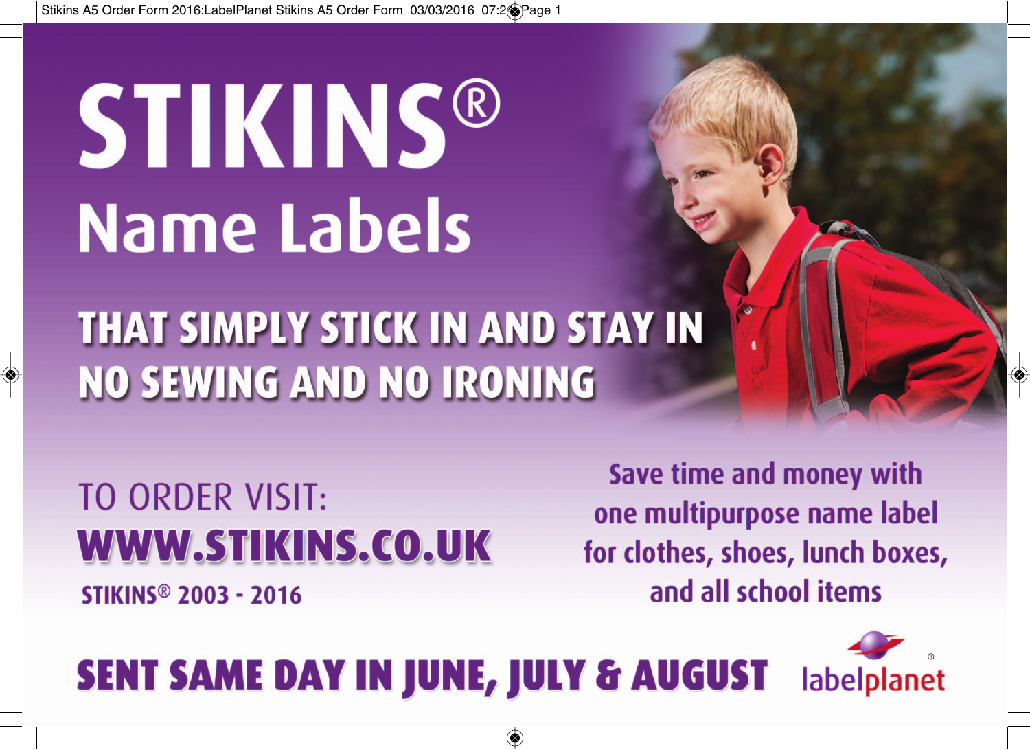# STIKINS®

## Name Labels

**THAT SIMPLY STICK IN AND STAY IN**
**NO SEWING AND NO IRONING**

TO ORDER VISIT:
**WWW.STIKINS.CO.UK**

**STIKINS® 2003 - 2016**

**Save time and money with one multipurpose name label for clothes, shoes, lunch boxes, and all school items**

**SENT SAME DAY IN JUNE, JULY & AUGUST**

labelplanet®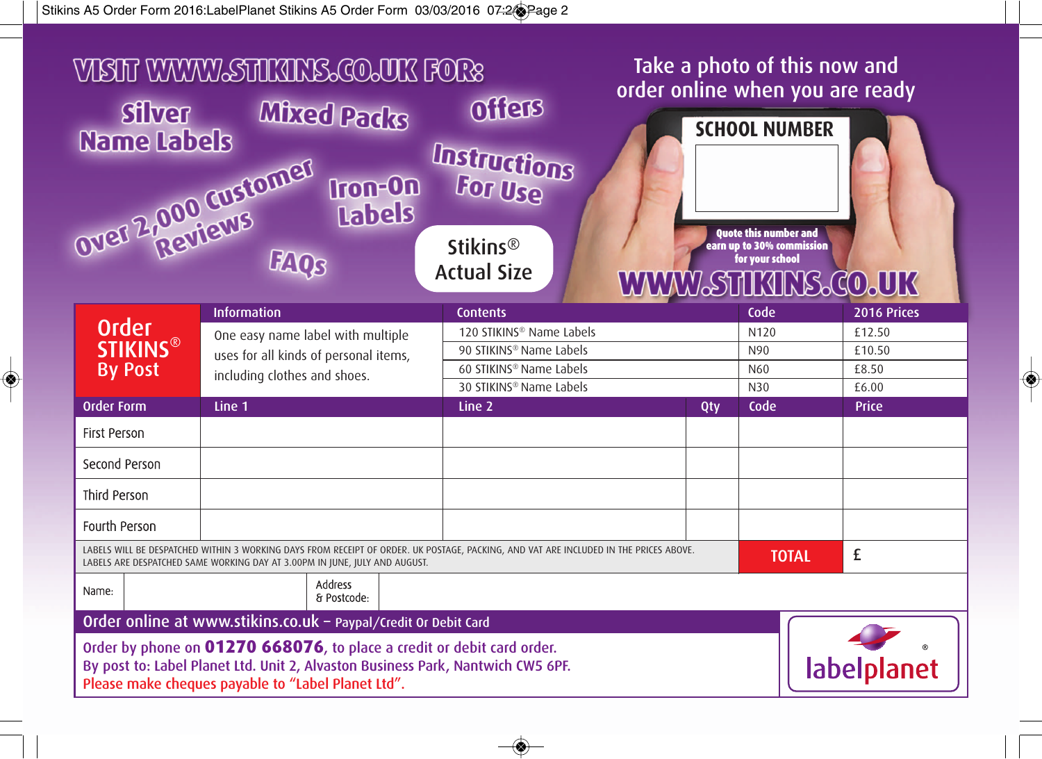# VISIT WWW.STIKINS.CO.UK FOR:

Silver Name Labels

Mixed Packs

Offers

Instructions For Use

Over 2,000 Customer Reviews

Iron-On Labels

FAQs

Stikins® Actual Size

Take a photo of this now and order online when you are ready

SCHOOL NUMBER

Quote this number and earn up to 30% commission for your school

WWW.STIKINS.CO.UK

| Order STIKINS® By Post | Information | Contents | Code | 2016 Prices |
|---|---|---|---|---|
| | One easy name label with multiple uses for all kinds of personal items, including clothes and shoes. | 120 STIKINS® Name Labels | N120 | £12.50 |
| | | 90 STIKINS® Name Labels | N90 | £10.50 |
| | | 60 STIKINS® Name Labels | N60 | £8.50 |
| | | 30 STIKINS® Name Labels | N30 | £6.00 |

| Order Form | Line 1 | Line 2 | Qty | Code | Price |
|---|---|---|---|---|---|
| First Person | | | | | |
| Second Person | | | | | |
| Third Person | | | | | |
| Fourth Person | | | | | |
| LABELS WILL BE DESPATCHED WITHIN 3 WORKING DAYS FROM RECEIPT OF ORDER. UK POSTAGE, PACKING, AND VAT ARE INCLUDED IN THE PRICES ABOVE. LABELS ARE DESPATCHED SAME WORKING DAY AT 3.00PM IN JUNE, JULY AND AUGUST. | | | | TOTAL | £ |

Name: | Address & Postcode:

**Order online at www.stikins.co.uk** – Paypal/Credit Or Debit Card

Order by phone on **01270 668076**, to place a credit or debit card order.
By post to: Label Planet Ltd. Unit 2, Alvaston Business Park, Nantwich CW5 6PF.
Please make cheques payable to "Label Planet Ltd".

labelplanet®